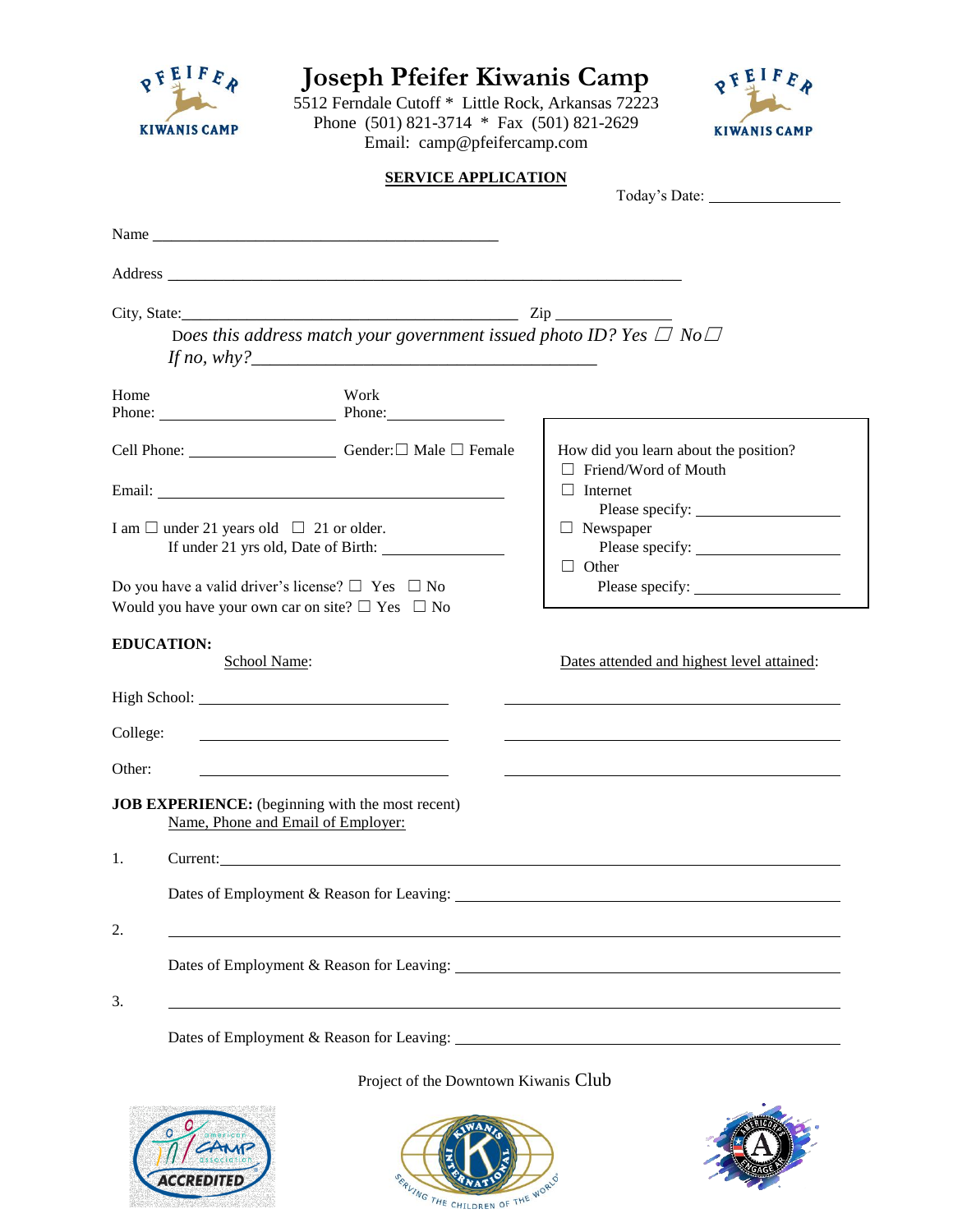# Joseph Pfeifer Kiwanis Camp

5512 Ferndale Cutoff * Little Rock, Arkansas 72223
Phone (501) 821-3714 * Fax (501) 821-2629
Email: camp@pfeifercamp.com

## SERVICE APPLICATION

Today's Date: ________________

Name ____________________________________________

Address ____________________________________________________________________

City, State: ________________________________________ Zip ______________

*Does this address match your government issued photo ID? Yes ☐ No ☐*
*If no, why?* ________________________________________

Home Phone: ____________________ Work Phone: ______________

Cell Phone: __________________ Gender: ☐ Male ☐ Female

Email: ____________________________________________

I am ☐ under 21 years old ☐ 21 or older.
If under 21 yrs old, Date of Birth: _______________

Do you have a valid driver's license? ☐ Yes ☐ No
Would you have your own car on site? ☐ Yes ☐ No

How did you learn about the position?
- ☐ Friend/Word of Mouth
- ☐ Internet
  Please specify: __________________
- ☐ Newspaper
  Please specify: __________________
- ☐ Other
  Please specify: __________________

**EDUCATION:**

| | School Name: | Dates attended and highest level attained: |
|---|---|---|
| High School: | ______________________________ | ________________________________________ |
| College: | ______________________________ | ________________________________________ |
| Other: | ______________________________ | ________________________________________ |

**JOB EXPERIENCE:** (beginning with the most recent)
Name, Phone and Email of Employer:

1. Current: ____________________________________________________________________

   Dates of Employment & Reason for Leaving: ______________________________________________

2. ____________________________________________________________________

   Dates of Employment & Reason for Leaving: ______________________________________________

3. ____________________________________________________________________

   Dates of Employment & Reason for Leaving: ______________________________________________

Project of the Downtown Kiwanis Club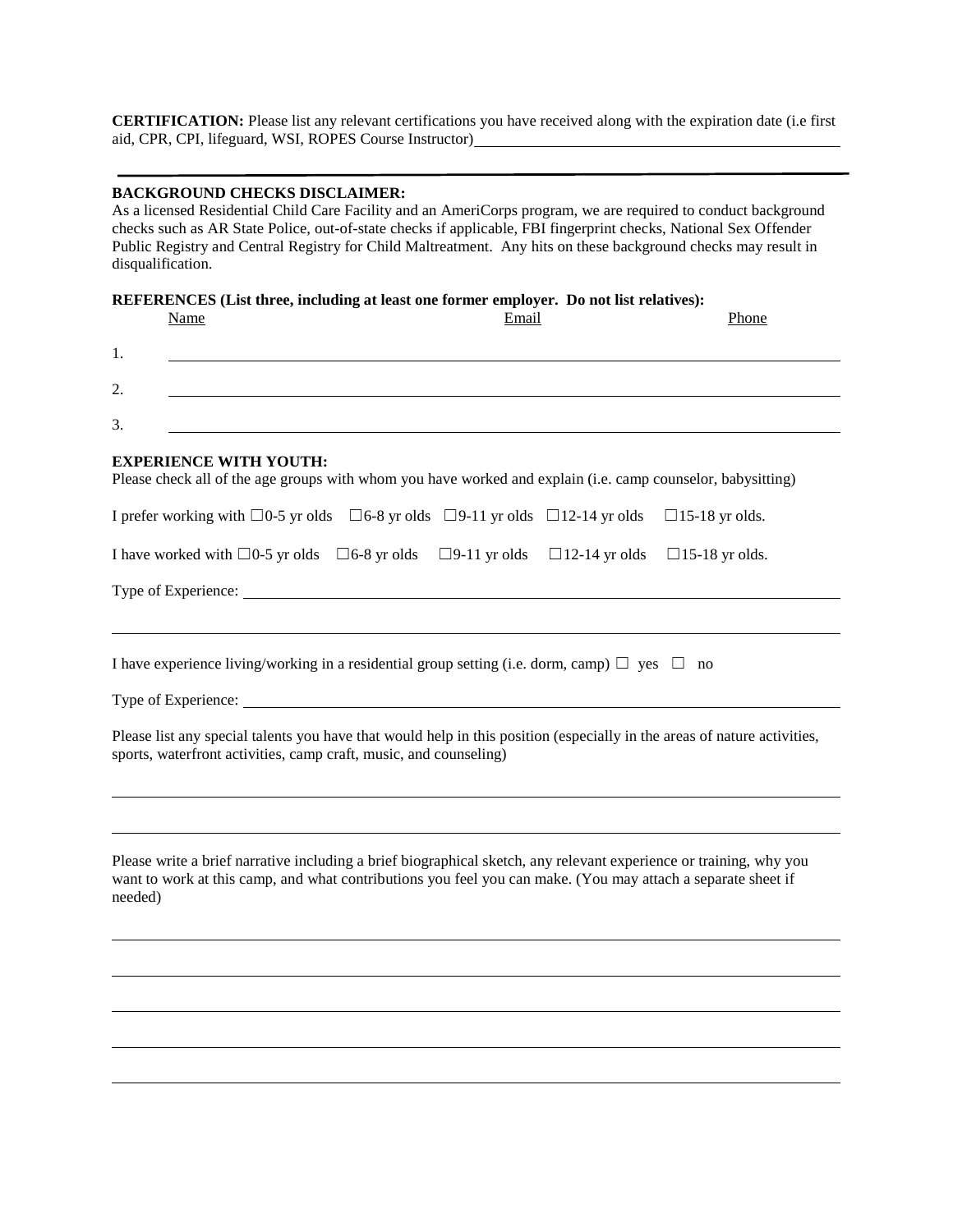**CERTIFICATION:** Please list any relevant certifications you have received along with the expiration date (i.e first aid, CPR, CPI, lifeguard, WSI, ROPES Course Instructor)\_\_\_\_\_\_\_\_\_\_\_\_\_\_\_\_\_\_\_\_\_\_\_\_\_\_\_\_\_\_\_\_\_\_\_\_\_\_\_\_\_\_\_\_

---

**BACKGROUND CHECKS DISCLAIMER:**
As a licensed Residential Child Care Facility and an AmeriCorps program, we are required to conduct background checks such as AR State Police, out-of-state checks if applicable, FBI fingerprint checks, National Sex Offender Public Registry and Central Registry for Child Maltreatment. Any hits on these background checks may result in disqualification.

**REFERENCES (List three, including at least one former employer. Do not list relatives):**

| | Name | Email | Phone |
|---|---|---|---|
| 1. | | | |
| 2. | | | |
| 3. | | | |

**EXPERIENCE WITH YOUTH:**
Please check all of the age groups with whom you have worked and explain (i.e. camp counselor, babysitting)

I prefer working with ☐0-5 yr olds ☐6-8 yr olds ☐9-11 yr olds ☐12-14 yr olds ☐15-18 yr olds.

I have worked with ☐0-5 yr olds ☐6-8 yr olds ☐9-11 yr olds ☐12-14 yr olds ☐15-18 yr olds.

Type of Experience: \_\_\_\_\_\_\_\_\_\_\_\_\_\_\_\_\_\_\_\_\_\_\_\_\_\_\_\_\_\_\_\_\_\_\_\_\_\_\_\_\_\_\_\_\_\_\_\_\_\_\_\_\_\_\_\_\_\_\_\_\_\_\_\_\_\_\_\_

\_\_\_\_\_\_\_\_\_\_\_\_\_\_\_\_\_\_\_\_\_\_\_\_\_\_\_\_\_\_\_\_\_\_\_\_\_\_\_\_\_\_\_\_\_\_\_\_\_\_\_\_\_\_\_\_\_\_\_\_\_\_\_\_\_\_\_\_\_\_\_\_\_\_\_\_\_\_\_\_\_\_\_\_\_\_\_\_

I have experience living/working in a residential group setting (i.e. dorm, camp) ☐ yes ☐ no

Type of Experience: \_\_\_\_\_\_\_\_\_\_\_\_\_\_\_\_\_\_\_\_\_\_\_\_\_\_\_\_\_\_\_\_\_\_\_\_\_\_\_\_\_\_\_\_\_\_\_\_\_\_\_\_\_\_\_\_\_\_\_\_\_\_\_\_\_\_\_\_

Please list any special talents you have that would help in this position (especially in the areas of nature activities, sports, waterfront activities, camp craft, music, and counseling)

\_\_\_\_\_\_\_\_\_\_\_\_\_\_\_\_\_\_\_\_\_\_\_\_\_\_\_\_\_\_\_\_\_\_\_\_\_\_\_\_\_\_\_\_\_\_\_\_\_\_\_\_\_\_\_\_\_\_\_\_\_\_\_\_\_\_\_\_\_\_\_\_\_\_\_\_\_\_\_\_\_\_\_\_\_\_\_\_

\_\_\_\_\_\_\_\_\_\_\_\_\_\_\_\_\_\_\_\_\_\_\_\_\_\_\_\_\_\_\_\_\_\_\_\_\_\_\_\_\_\_\_\_\_\_\_\_\_\_\_\_\_\_\_\_\_\_\_\_\_\_\_\_\_\_\_\_\_\_\_\_\_\_\_\_\_\_\_\_\_\_\_\_\_\_\_\_

Please write a brief narrative including a brief biographical sketch, any relevant experience or training, why you want to work at this camp, and what contributions you feel you can make. (You may attach a separate sheet if needed)

\_\_\_\_\_\_\_\_\_\_\_\_\_\_\_\_\_\_\_\_\_\_\_\_\_\_\_\_\_\_\_\_\_\_\_\_\_\_\_\_\_\_\_\_\_\_\_\_\_\_\_\_\_\_\_\_\_\_\_\_\_\_\_\_\_\_\_\_\_\_\_\_\_\_\_\_\_\_\_\_\_\_\_\_\_\_\_\_

\_\_\_\_\_\_\_\_\_\_\_\_\_\_\_\_\_\_\_\_\_\_\_\_\_\_\_\_\_\_\_\_\_\_\_\_\_\_\_\_\_\_\_\_\_\_\_\_\_\_\_\_\_\_\_\_\_\_\_\_\_\_\_\_\_\_\_\_\_\_\_\_\_\_\_\_\_\_\_\_\_\_\_\_\_\_\_\_

\_\_\_\_\_\_\_\_\_\_\_\_\_\_\_\_\_\_\_\_\_\_\_\_\_\_\_\_\_\_\_\_\_\_\_\_\_\_\_\_\_\_\_\_\_\_\_\_\_\_\_\_\_\_\_\_\_\_\_\_\_\_\_\_\_\_\_\_\_\_\_\_\_\_\_\_\_\_\_\_\_\_\_\_\_\_\_\_

\_\_\_\_\_\_\_\_\_\_\_\_\_\_\_\_\_\_\_\_\_\_\_\_\_\_\_\_\_\_\_\_\_\_\_\_\_\_\_\_\_\_\_\_\_\_\_\_\_\_\_\_\_\_\_\_\_\_\_\_\_\_\_\_\_\_\_\_\_\_\_\_\_\_\_\_\_\_\_\_\_\_\_\_\_\_\_\_

\_\_\_\_\_\_\_\_\_\_\_\_\_\_\_\_\_\_\_\_\_\_\_\_\_\_\_\_\_\_\_\_\_\_\_\_\_\_\_\_\_\_\_\_\_\_\_\_\_\_\_\_\_\_\_\_\_\_\_\_\_\_\_\_\_\_\_\_\_\_\_\_\_\_\_\_\_\_\_\_\_\_\_\_\_\_\_\_